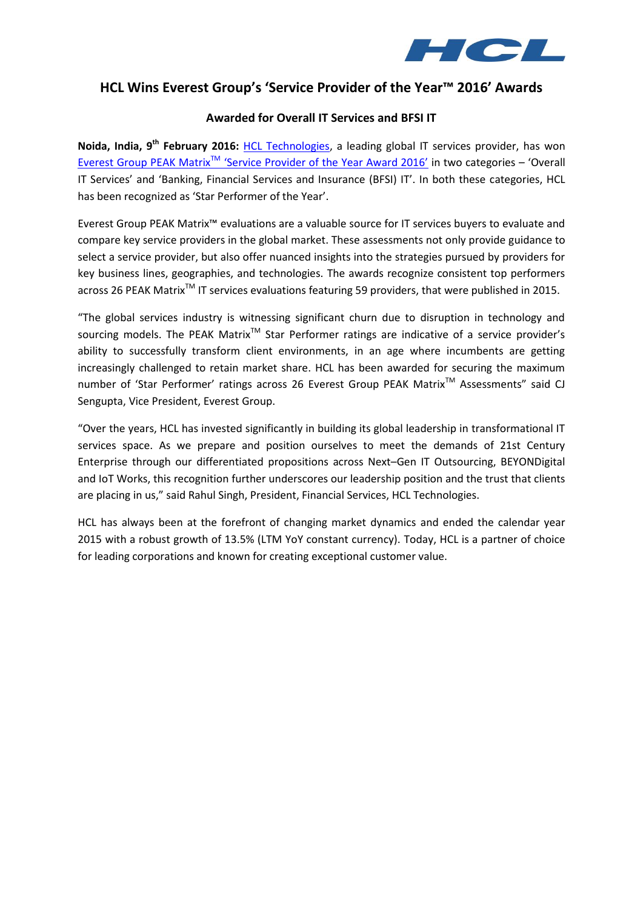# HCL Wins Everest Group's 'Service Provider of the Year™ 2016' Awards

## Awarded for Overall IT Services and BFSI IT

**Noida, India, 9th February 2016:** HCL Technologies, a leading global IT services provider, has won Everest Group PEAK Matrix™ 'Service Provider of the Year Award 2016' in two categories – 'Overall IT Services' and 'Banking, Financial Services and Insurance (BFSI) IT'. In both these categories, HCL has been recognized as 'Star Performer of the Year'.

Everest Group PEAK Matrix™ evaluations are a valuable source for IT services buyers to evaluate and compare key service providers in the global market. These assessments not only provide guidance to select a service provider, but also offer nuanced insights into the strategies pursued by providers for key business lines, geographies, and technologies. The awards recognize consistent top performers across 26 PEAK Matrix™ IT services evaluations featuring 59 providers, that were published in 2015.

"The global services industry is witnessing significant churn due to disruption in technology and sourcing models. The PEAK Matrix™ Star Performer ratings are indicative of a service provider's ability to successfully transform client environments, in an age where incumbents are getting increasingly challenged to retain market share. HCL has been awarded for securing the maximum number of 'Star Performer' ratings across 26 Everest Group PEAK Matrix™ Assessments" said CJ Sengupta, Vice President, Everest Group.

"Over the years, HCL has invested significantly in building its global leadership in transformational IT services space. As we prepare and position ourselves to meet the demands of 21st Century Enterprise through our differentiated propositions across Next–Gen IT Outsourcing, BEYONDigital and IoT Works, this recognition further underscores our leadership position and the trust that clients are placing in us," said Rahul Singh, President, Financial Services, HCL Technologies.

HCL has always been at the forefront of changing market dynamics and ended the calendar year 2015 with a robust growth of 13.5% (LTM YoY constant currency). Today, HCL is a partner of choice for leading corporations and known for creating exceptional customer value.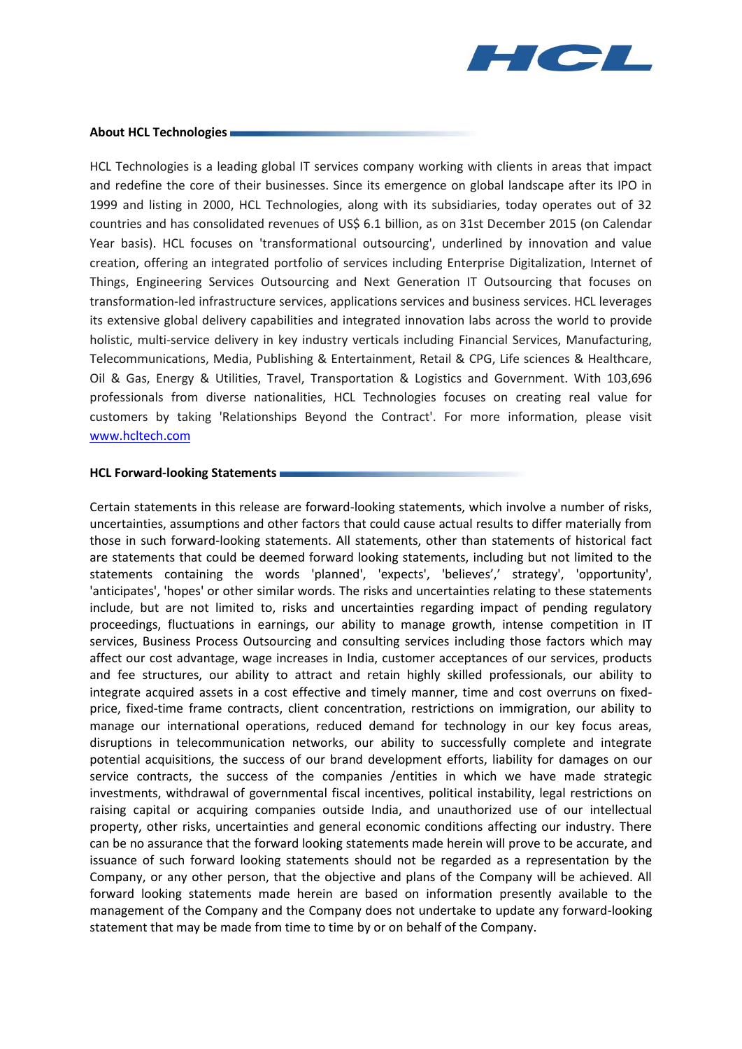### About HCL Technologies

HCL Technologies is a leading global IT services company working with clients in areas that impact and redefine the core of their businesses. Since its emergence on global landscape after its IPO in 1999 and listing in 2000, HCL Technologies, along with its subsidiaries, today operates out of 32 countries and has consolidated revenues of US$ 6.1 billion, as on 31st December 2015 (on Calendar Year basis). HCL focuses on 'transformational outsourcing', underlined by innovation and value creation, offering an integrated portfolio of services including Enterprise Digitalization, Internet of Things, Engineering Services Outsourcing and Next Generation IT Outsourcing that focuses on transformation-led infrastructure services, applications services and business services. HCL leverages its extensive global delivery capabilities and integrated innovation labs across the world to provide holistic, multi-service delivery in key industry verticals including Financial Services, Manufacturing, Telecommunications, Media, Publishing & Entertainment, Retail & CPG, Life sciences & Healthcare, Oil & Gas, Energy & Utilities, Travel, Transportation & Logistics and Government. With 103,696 professionals from diverse nationalities, HCL Technologies focuses on creating real value for customers by taking 'Relationships Beyond the Contract'. For more information, please visit [www.hcltech.com](http://www.hcltech.com)

### HCL Forward-looking Statements

Certain statements in this release are forward-looking statements, which involve a number of risks, uncertainties, assumptions and other factors that could cause actual results to differ materially from those in such forward-looking statements. All statements, other than statements of historical fact are statements that could be deemed forward looking statements, including but not limited to the statements containing the words 'planned', 'expects', 'believes',' strategy', 'opportunity', 'anticipates', 'hopes' or other similar words. The risks and uncertainties relating to these statements include, but are not limited to, risks and uncertainties regarding impact of pending regulatory proceedings, fluctuations in earnings, our ability to manage growth, intense competition in IT services, Business Process Outsourcing and consulting services including those factors which may affect our cost advantage, wage increases in India, customer acceptances of our services, products and fee structures, our ability to attract and retain highly skilled professionals, our ability to integrate acquired assets in a cost effective and timely manner, time and cost overruns on fixed-price, fixed-time frame contracts, client concentration, restrictions on immigration, our ability to manage our international operations, reduced demand for technology in our key focus areas, disruptions in telecommunication networks, our ability to successfully complete and integrate potential acquisitions, the success of our brand development efforts, liability for damages on our service contracts, the success of the companies /entities in which we have made strategic investments, withdrawal of governmental fiscal incentives, political instability, legal restrictions on raising capital or acquiring companies outside India, and unauthorized use of our intellectual property, other risks, uncertainties and general economic conditions affecting our industry. There can be no assurance that the forward looking statements made herein will prove to be accurate, and issuance of such forward looking statements should not be regarded as a representation by the Company, or any other person, that the objective and plans of the Company will be achieved. All forward looking statements made herein are based on information presently available to the management of the Company and the Company does not undertake to update any forward-looking statement that may be made from time to time by or on behalf of the Company.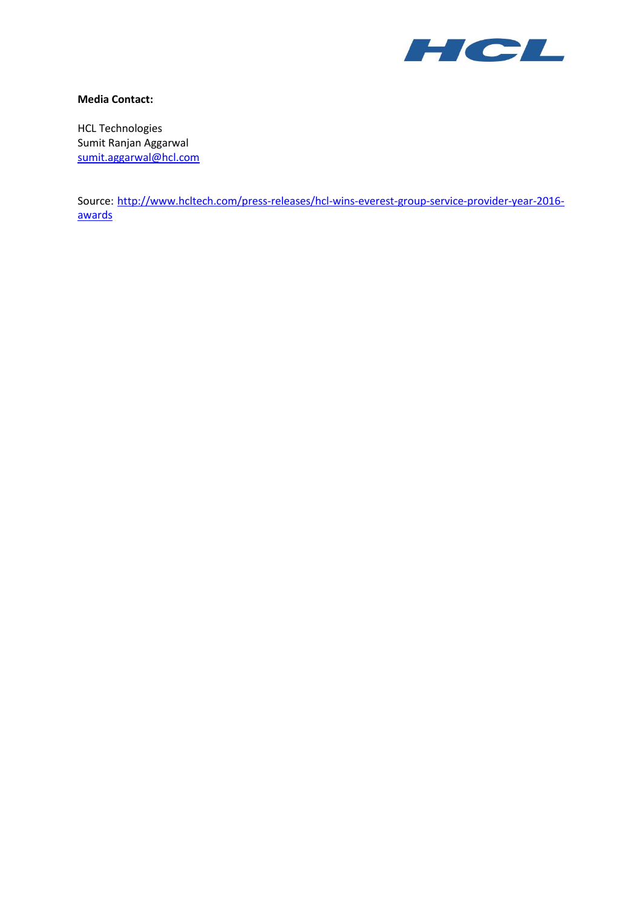**Media Contact:**

HCL Technologies
Sumit Ranjan Aggarwal
sumit.aggarwal@hcl.com

Source: http://www.hcltech.com/press-releases/hcl-wins-everest-group-service-provider-year-2016-awards